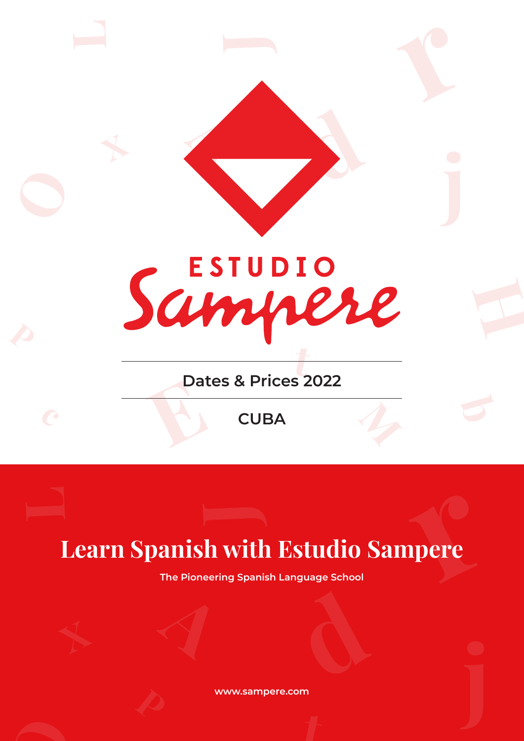# ESTUDIO Sampere

## Dates & Prices 2022

## CUBA

# Learn Spanish with Estudio Sampere

**The Pioneering Spanish Language School**

**www.sampere.com**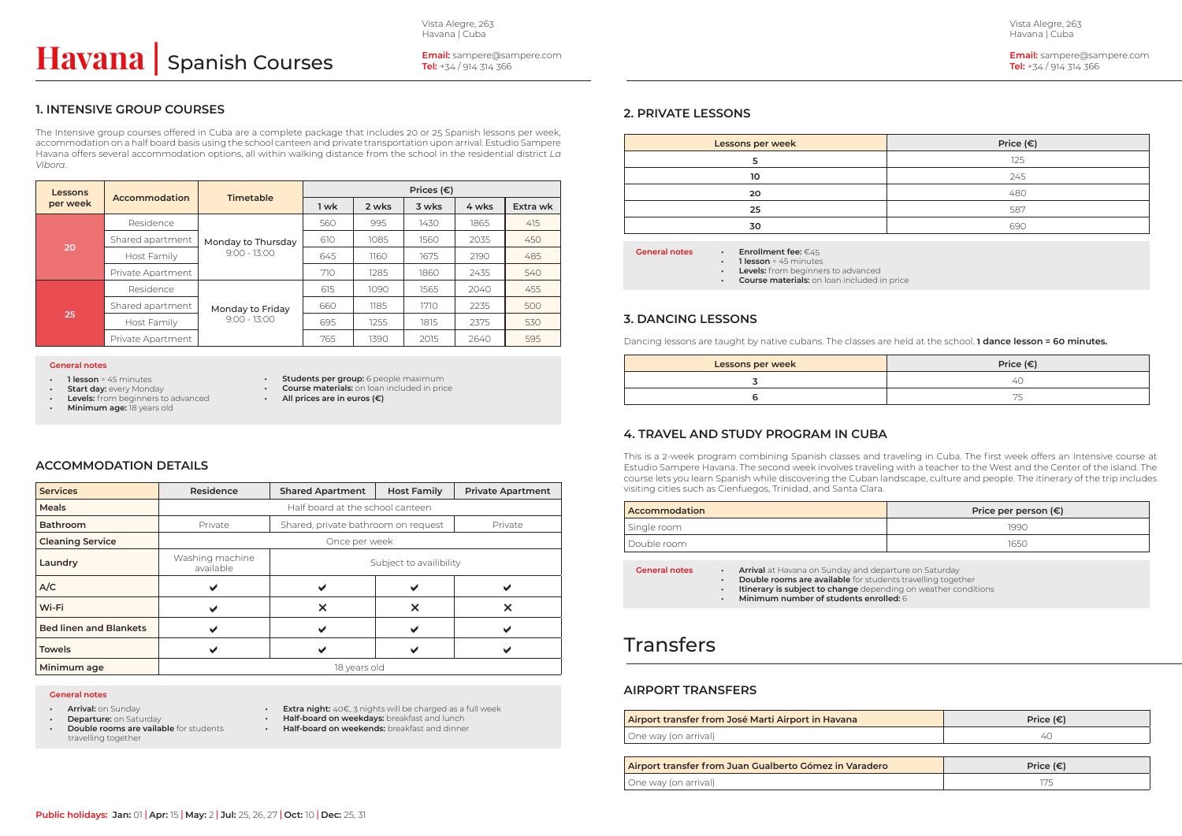# Havana | Spanish Courses

Vista Alegre, 263
Havana | Cuba

**Email:** sampere@sampere.com
**Tel:** +34 / 914 314 366

## 1. INTENSIVE GROUP COURSES

The Intensive group courses offered in Cuba are a complete package that includes 20 or 25 Spanish lessons per week, accommodation on a half board basis using the school canteen and private transportation upon arrival. Estudio Sampere Havana offers several accommodation options, all within walking distance from the school in the residential district *La Vibora*.

| Lessons per week | Accommodation | Timetable | Prices (€) | | | | |
|---|---|---|---|---|---|---|---|
| | | | 1 wk | 2 wks | 3 wks | 4 wks | Extra wk |
| 20 | Residence | Monday to Thursday 9:00 - 13:00 | 560 | 995 | 1430 | 1865 | 415 |
| | Shared apartment | | 610 | 1085 | 1560 | 2035 | 450 |
| | Host Family | | 645 | 1160 | 1675 | 2190 | 485 |
| | Private Apartment | | 710 | 1285 | 1860 | 2435 | 540 |
| 25 | Residence | Monday to Friday 9:00 - 13:00 | 615 | 1090 | 1565 | 2040 | 455 |
| | Shared apartment | | 660 | 1185 | 1710 | 2235 | 500 |
| | Host Family | | 695 | 1255 | 1815 | 2375 | 530 |
| | Private Apartment | | 765 | 1390 | 2015 | 2640 | 595 |

**General notes**

- **1 lesson** = 45 minutes
- **Start day:** every Monday
- **Levels:** from beginners to advanced
- **Minimum age:** 18 years old
- **Students per group:** 6 people maximum
- **Course materials:** on loan included in price
- **All prices are in euros (€)**

## ACCOMMODATION DETAILS

| Services | Residence | Shared Apartment | Host Family | Private Apartment |
|---|---|---|---|---|
| Meals | Half board at the school canteen | | | |
| Bathroom | Private | Shared, private bathroom on request | | Private |
| Cleaning Service | Once per week | | | |
| Laundry | Washing machine available | Subject to availibility | | |
| A/C | ✔ | ✔ | ✔ | ✔ |
| Wi-Fi | ✔ | ✕ | ✕ | ✕ |
| Bed linen and Blankets | ✔ | ✔ | ✔ | ✔ |
| Towels | ✔ | ✔ | ✔ | ✔ |
| Minimum age | 18 years old | | | |

**General notes**

- **Arrival:** on Sunday
- **Departure:** on Saturday
- **Double rooms are available** for students travelling together
- **Extra night:** 40€, 3 nights will be charged as a full week
- **Half-board on weekdays:** breakfast and lunch
- **Half-board on weekends:** breakfast and dinner

**Public holidays: Jan:** 01 | **Apr:** 15 | **May:** 2 | **Jul:** 25, 26, 27 | **Oct:** 10 | **Dec:** 25, 31

## 2. PRIVATE LESSONS

| Lessons per week | Price (€) |
|---|---|
| 5 | 125 |
| 10 | 245 |
| 20 | 480 |
| 25 | 587 |
| 30 | 690 |

**General notes**

- **Enrollment fee:** €45
- **1 lesson** = 45 minutes
- **Levels:** from beginners to advanced
- **Course materials:** on loan included in price

## 3. DANCING LESSONS

Dancing lessons are taught by native cubans. The classes are held at the school. **1 dance lesson = 60 minutes.**

| Lessons per week | Price (€) |
|---|---|
| 3 | 40 |
| 6 | 75 |

## 4. TRAVEL AND STUDY PROGRAM IN CUBA

This is a 2-week program combining Spanish classes and traveling in Cuba. The first week offers an Intensive course at Estudio Sampere Havana. The second week involves traveling with a teacher to the West and the Center of the island. The course lets you learn Spanish while discovering the Cuban landscape, culture and people. The itinerary of the trip includes visiting cities such as Cienfuegos, Trinidad, and Santa Clara.

| Accommodation | Price per person (€) |
|---|---|
| Single room | 1990 |
| Double room | 1650 |

**General notes**

- **Arrival** at Havana on Sunday and departure on Saturday
- **Double rooms are available** for students travelling together
- **Itinerary is subject to change** depending on weather conditions
- **Minimum number of students enrolled:** 6

# Transfers

## AIRPORT TRANSFERS

| Airport transfer from José Marti Airport in Havana | Price (€) |
|---|---|
| One way (on arrival) | 40 |

| Airport transfer from Juan Gualberto Gómez in Varadero | Price (€) |
|---|---|
| One way (on arrival) | 175 |